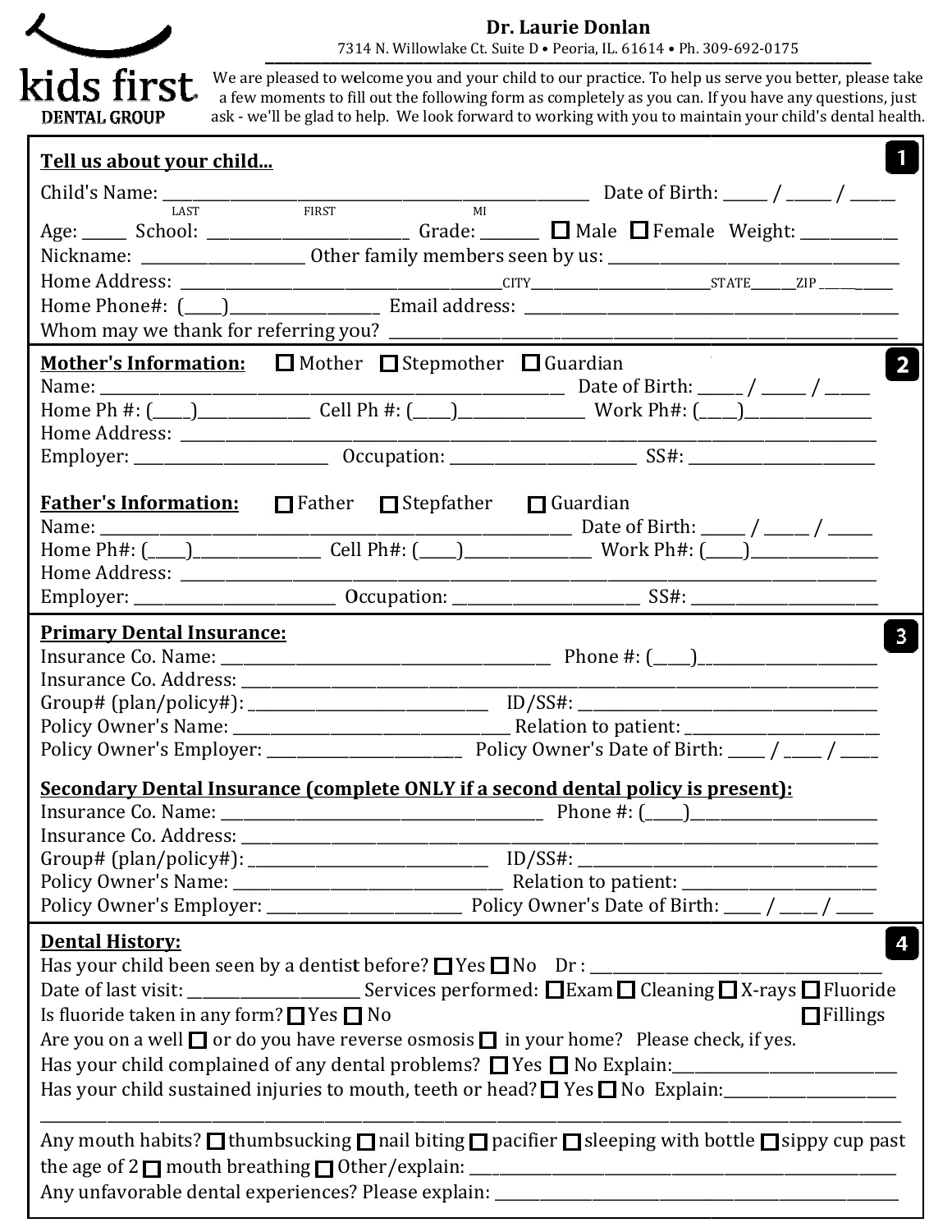kids first
DENTAL GROUP

**Dr. Laurie Donlan**

7314 N. Willowlake Ct. Suite D • Peoria, IL. 61614 • Ph. 309-692-0175

We are pleased to welcome you and your child to our practice. To help us serve you better, please take a few moments to fill out the following form as completely as you can. If you have any questions, just ask - we'll be glad to help. We look forward to working with you to maintain your child's dental health.

## 1

**Tell us about your child...**

Child's Name: ______________________________ Date of Birth: _____ / _____ / _____
LAST FIRST MI

Age: _____ School: ______________________ Grade: _______ ☐ Male ☐ Female Weight: ___________

Nickname: ___________________ Other family members seen by us: ______________________________

Home Address: ______________________________ CITY ______________________ STATE ______ ZIP __________

Home Phone#: (____)_________________ Email address: ______________________________

Whom may we thank for referring you? ______________________________

## 2

**Mother's Information:** ☐ Mother ☐ Stepmother ☐ Guardian

Name: ______________________________ Date of Birth: _____ / _____ / _____

Home Ph #: (____)_____________ Cell Ph #: (____)______________ Work Ph#: (____)______________

Home Address: ______________________________

Employer: ______________________ Occupation: ______________________ SS#: ______________________

**Father's Information:** ☐ Father ☐ Stepfather ☐ Guardian

Name: ______________________________ Date of Birth: _____ / _____ / _____

Home Ph#: (____)_____________ Cell Ph#: (____)______________ Work Ph#: (____)______________

Home Address: ______________________________

Employer: ______________________ Occupation: ______________________ SS#: ______________________

## 3

**Primary Dental Insurance:**

Insurance Co. Name: ______________________________ Phone #: (____)______________________

Insurance Co. Address: ______________________________

Group# (plan/policy#): ____________________________ ID/SS#: ______________________________

Policy Owner's Name: ________________________________ Relation to patient: ______________________

Policy Owner's Employer: ______________________ Policy Owner's Date of Birth: ____ / ____ / ____

**Secondary Dental Insurance (complete ONLY if a second dental policy is present):**

Insurance Co. Name: ______________________________ Phone #: (____)______________________

Insurance Co. Address: ______________________________

Group# (plan/policy#): ____________________________ ID/SS#: ______________________________

Policy Owner's Name: ________________________________ Relation to patient: ______________________

Policy Owner's Employer: ______________________ Policy Owner's Date of Birth: ____ / ____ / ____

## 4

**Dental History:**

Has your child been seen by a dentist before? ☐ Yes ☐ No Dr : ______________________________

Date of last visit: ____________________ Services performed: ☐ Exam ☐ Cleaning ☐ X-rays ☐ Fluoride ☐ Fillings

Is fluoride taken in any form? ☐ Yes ☐ No

Are you on a well ☐ or do you have reverse osmosis ☐ in your home? Please check, if yes.

Has your child complained of any dental problems? ☐ Yes ☐ No Explain: __________________________

Has your child sustained injuries to mouth, teeth or head? ☐ Yes ☐ No Explain: ____________________

______________________________________________________________________________

Any mouth habits? ☐ thumbsucking ☐ nail biting ☐ pacifier ☐ sleeping with bottle ☐ sippy cup past the age of 2 ☐ mouth breathing ☐ Other/explain: ______________________________

Any unfavorable dental experiences? Please explain: ______________________________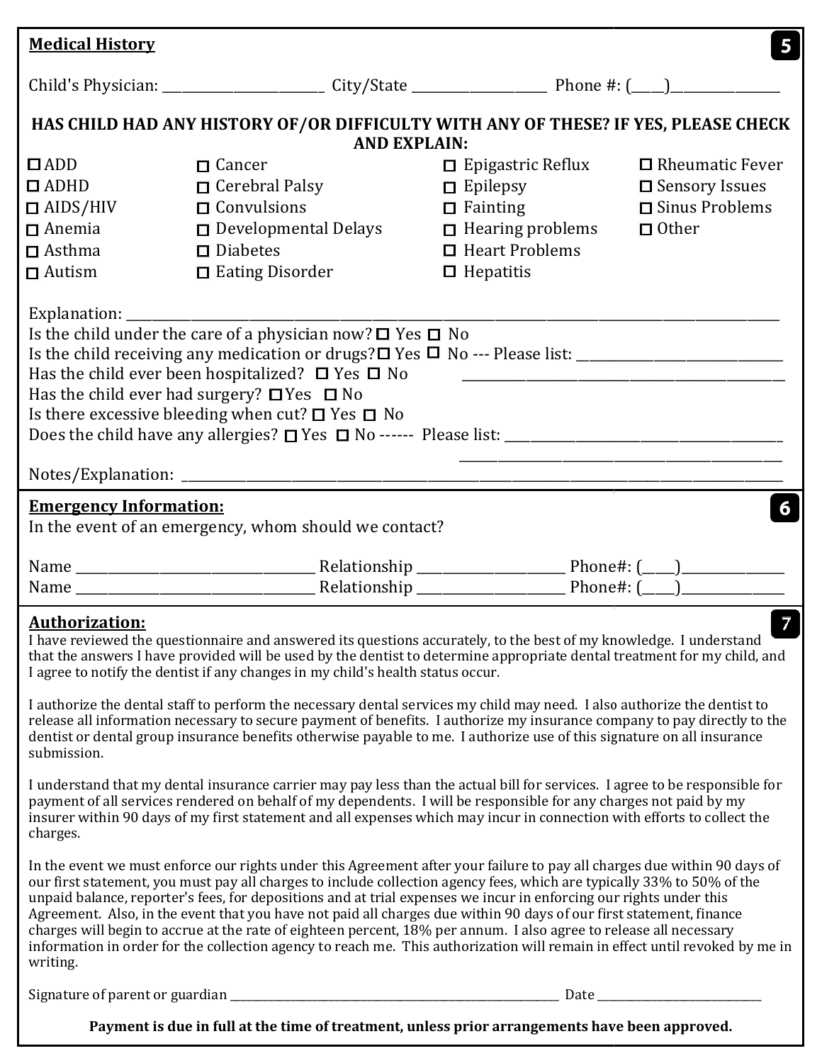## Medical History

**5**

Child's Physician: _________________________ City/State _____________________ Phone #: (____)_________________

**HAS CHILD HAD ANY HISTORY OF/OR DIFFICULTY WITH ANY OF THESE? IF YES, PLEASE CHECK AND EXPLAIN:**

| | | | |
|---|---|---|---|
| ☐ ADD | ☐ Cancer | ☐ Epigastric Reflux | ☐ Rheumatic Fever |
| ☐ ADHD | ☐ Cerebral Palsy | ☐ Epilepsy | ☐ Sensory Issues |
| ☐ AIDS/HIV | ☐ Convulsions | ☐ Fainting | ☐ Sinus Problems |
| ☐ Anemia | ☐ Developmental Delays | ☐ Hearing problems | ☐ Other |
| ☐ Asthma | ☐ Diabetes | ☐ Heart Problems | |
| ☐ Autism | ☐ Eating Disorder | ☐ Hepatitis | |

Explanation: ______________________________________________________________________________________

Is the child under the care of a physician now? ☐ Yes ☐ No

Is the child receiving any medication or drugs? ☐ Yes ☐ No --- Please list: _______________________________

Has the child ever been hospitalized? ☐ Yes ☐ No _______________________________________________

Has the child ever had surgery? ☐ Yes ☐ No

Is there excessive bleeding when cut? ☐ Yes ☐ No

Does the child have any allergies? ☐ Yes ☐ No ------ Please list: ________________________________________

_______________________________________________

Notes/Explanation: ________________________________________________________________________________

## Emergency Information:

**6**

In the event of an emergency, whom should we contact?

Name ___________________________________ Relationship ______________________ Phone#: (____)________________

Name ___________________________________ Relationship ______________________ Phone#: (____)________________

## Authorization:

**7**

I have reviewed the questionnaire and answered its questions accurately, to the best of my knowledge. I understand that the answers I have provided will be used by the dentist to determine appropriate dental treatment for my child, and I agree to notify the dentist if any changes in my child's health status occur.

I authorize the dental staff to perform the necessary dental services my child may need. I also authorize the dentist to release all information necessary to secure payment of benefits. I authorize my insurance company to pay directly to the dentist or dental group insurance benefits otherwise payable to me. I authorize use of this signature on all insurance submission.

I understand that my dental insurance carrier may pay less than the actual bill for services. I agree to be responsible for payment of all services rendered on behalf of my dependents. I will be responsible for any charges not paid by my insurer within 90 days of my first statement and all expenses which may incur in connection with efforts to collect the charges.

In the event we must enforce our rights under this Agreement after your failure to pay all charges due within 90 days of our first statement, you must pay all charges to include collection agency fees, which are typically 33% to 50% of the unpaid balance, reporter's fees, for depositions and at trial expenses we incur in enforcing our rights under this Agreement. Also, in the event that you have not paid all charges due within 90 days of our first statement, finance charges will begin to accrue at the rate of eighteen percent, 18% per annum. I also agree to release all necessary information in order for the collection agency to reach me. This authorization will remain in effect until revoked by me in writing.

Signature of parent or guardian ______________________________________________________________ Date ____________________________

**Payment is due in full at the time of treatment, unless prior arrangements have been approved.**